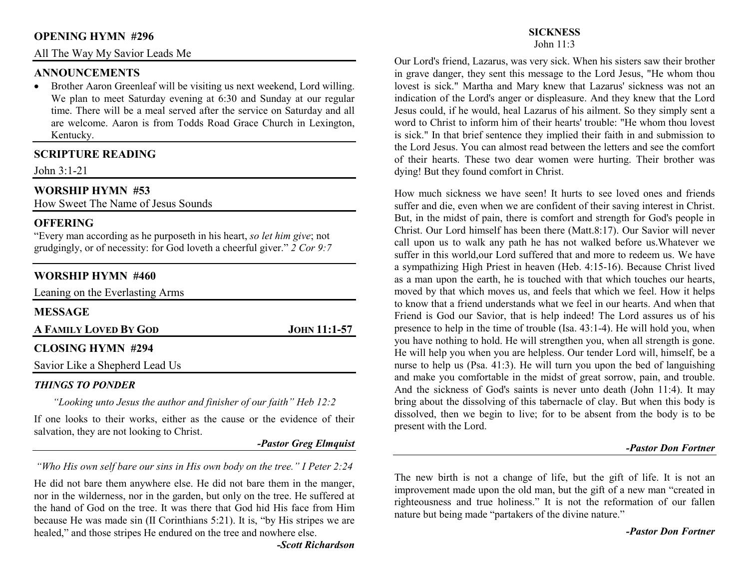## OPENING HYMN #296

All The Way My Savior Leads Me

## ANNOUNCEMENTS

- Brother Aaron Greenleaf will be visiting us next weekend, Lord willing. We plan to meet Saturday evening at 6:30 and Sunday at our regular time. There will be a meal served after the service on Saturday and all are welcome. Aaron is from Todds Road Grace Church in Lexington, Kentucky.

## SCRIPTURE READING

John 3:1-21

## WORSHIP HYMN #53

How Sweet The Name of Jesus Sounds

## OFFERING

"Every man according as he purposeth in his heart, *so let him give*; not grudgingly, or of necessity: for God loveth a cheerful giver." *2 Cor 9:7*

## WORSHIP HYMN #460

Leaning on the Everlasting Arms

## MESSAGE

**A FAMILY LOVED BY GOD** — **JOHN 11:1-57**

## CLOSING HYMN #294

Savior Like a Shepherd Lead Us

## *THINGS TO PONDER*

*"Looking unto Jesus the author and finisher of our faith" Heb 12:2*

If one looks to their works, either as the cause or the evidence of their salvation, they are not looking to Christ.

***-Pastor Greg Elmquist***

*"Who His own self bare our sins in His own body on the tree." I Peter 2:24*

He did not bare them anywhere else. He did not bare them in the manger, nor in the wilderness, nor in the garden, but only on the tree. He suffered at the hand of God on the tree. It was there that God hid His face from Him because He was made sin (II Corinthians 5:21). It is, "by His stripes we are healed," and those stripes He endured on the tree and nowhere else.

***-Scott Richardson***

## SICKNESS

John 11:3

Our Lord's friend, Lazarus, was very sick. When his sisters saw their brother in grave danger, they sent this message to the Lord Jesus, "He whom thou lovest is sick." Martha and Mary knew that Lazarus' sickness was not an indication of the Lord's anger or displeasure. And they knew that the Lord Jesus could, if he would, heal Lazarus of his ailment. So they simply sent a word to Christ to inform him of their hearts' trouble: "He whom thou lovest is sick." In that brief sentence they implied their faith in and submission to the Lord Jesus. You can almost read between the letters and see the comfort of their hearts. These two dear women were hurting. Their brother was dying! But they found comfort in Christ.

How much sickness we have seen! It hurts to see loved ones and friends suffer and die, even when we are confident of their saving interest in Christ. But, in the midst of pain, there is comfort and strength for God's people in Christ. Our Lord himself has been there (Matt.8:17). Our Savior will never call upon us to walk any path he has not walked before us.Whatever we suffer in this world,our Lord suffered that and more to redeem us. We have a sympathizing High Priest in heaven (Heb. 4:15-16). Because Christ lived as a man upon the earth, he is touched with that which touches our hearts, moved by that which moves us, and feels that which we feel. How it helps to know that a friend understands what we feel in our hearts. And when that Friend is God our Savior, that is help indeed! The Lord assures us of his presence to help in the time of trouble (Isa. 43:1-4). He will hold you, when you have nothing to hold. He will strengthen you, when all strength is gone. He will help you when you are helpless. Our tender Lord will, himself, be a nurse to help us (Psa. 41:3). He will turn you upon the bed of languishing and make you comfortable in the midst of great sorrow, pain, and trouble. And the sickness of God's saints is never unto death (John 11:4). It may bring about the dissolving of this tabernacle of clay. But when this body is dissolved, then we begin to live; for to be absent from the body is to be present with the Lord.

***-Pastor Don Fortner***

The new birth is not a change of life, but the gift of life. It is not an improvement made upon the old man, but the gift of a new man "created in righteousness and true holiness." It is not the reformation of our fallen nature but being made "partakers of the divine nature."

***-Pastor Don Fortner***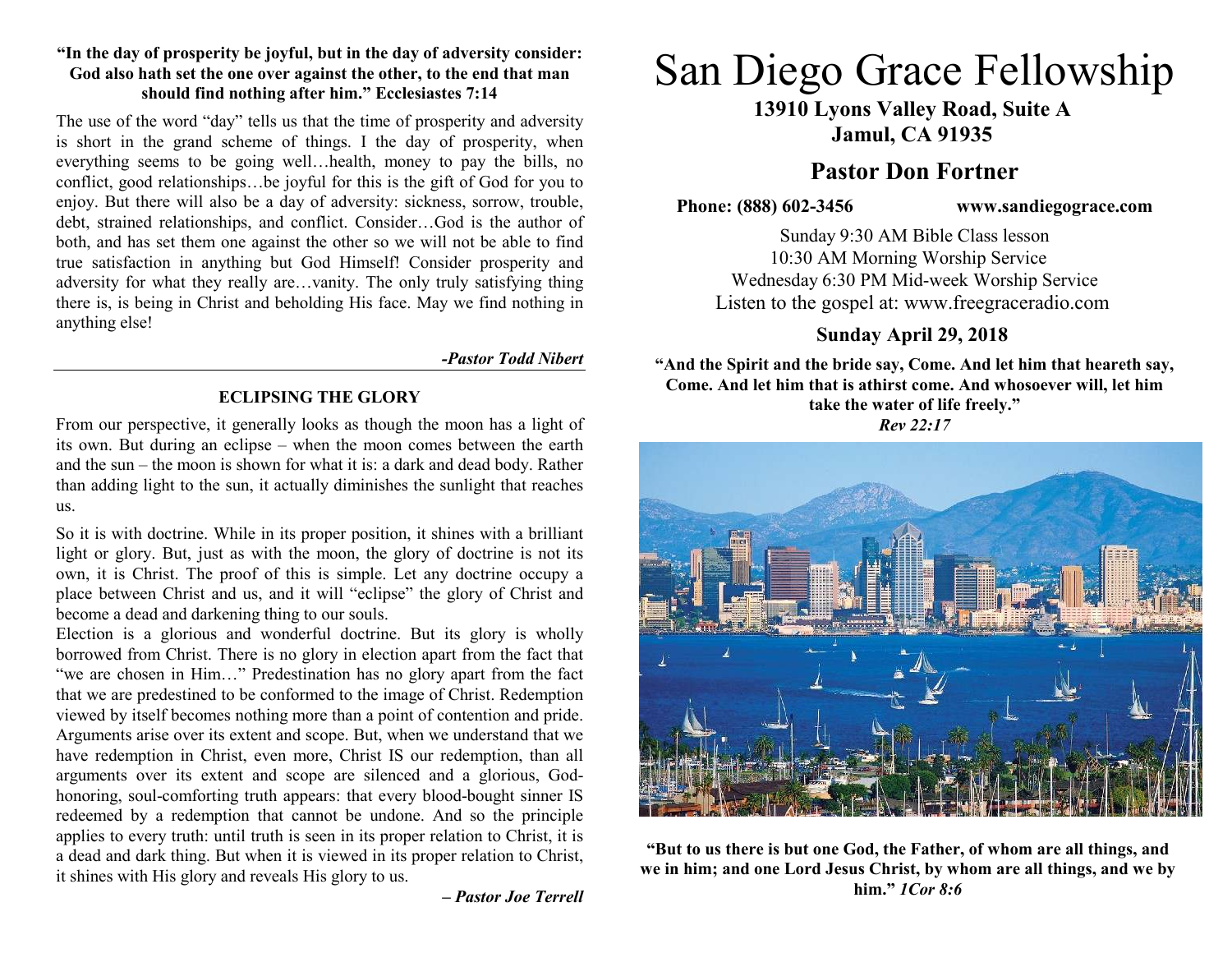**"In the day of prosperity be joyful, but in the day of adversity consider: God also hath set the one over against the other, to the end that man should find nothing after him." Ecclesiastes 7:14**

The use of the word "day" tells us that the time of prosperity and adversity is short in the grand scheme of things. I the day of prosperity, when everything seems to be going well…health, money to pay the bills, no conflict, good relationships…be joyful for this is the gift of God for you to enjoy. But there will also be a day of adversity: sickness, sorrow, trouble, debt, strained relationships, and conflict. Consider…God is the author of both, and has set them one against the other so we will not be able to find true satisfaction in anything but God Himself! Consider prosperity and adversity for what they really are…vanity. The only truly satisfying thing there is, is being in Christ and beholding His face. May we find nothing in anything else!

***-Pastor Todd Nibert***

---

## ECLIPSING THE GLORY

From our perspective, it generally looks as though the moon has a light of its own. But during an eclipse – when the moon comes between the earth and the sun – the moon is shown for what it is: a dark and dead body. Rather than adding light to the sun, it actually diminishes the sunlight that reaches us.

So it is with doctrine. While in its proper position, it shines with a brilliant light or glory. But, just as with the moon, the glory of doctrine is not its own, it is Christ. The proof of this is simple. Let any doctrine occupy a place between Christ and us, and it will "eclipse" the glory of Christ and become a dead and darkening thing to our souls.

Election is a glorious and wonderful doctrine. But its glory is wholly borrowed from Christ. There is no glory in election apart from the fact that "we are chosen in Him…" Predestination has no glory apart from the fact that we are predestined to be conformed to the image of Christ. Redemption viewed by itself becomes nothing more than a point of contention and pride. Arguments arise over its extent and scope. But, when we understand that we have redemption in Christ, even more, Christ IS our redemption, than all arguments over its extent and scope are silenced and a glorious, God-honoring, soul-comforting truth appears: that every blood-bought sinner IS redeemed by a redemption that cannot be undone. And so the principle applies to every truth: until truth is seen in its proper relation to Christ, it is a dead and dark thing. But when it is viewed in its proper relation to Christ, it shines with His glory and reveals His glory to us.

***– Pastor Joe Terrell***

# San Diego Grace Fellowship

**13910 Lyons Valley Road, Suite A**
**Jamul, CA 91935**

## Pastor Don Fortner

**Phone: (888) 602-3456** **www.sandiegograce.com**

Sunday 9:30 AM Bible Class lesson
10:30 AM Morning Worship Service
Wednesday 6:30 PM Mid-week Worship Service
Listen to the gospel at: www.freegraceradio.com

## Sunday April 29, 2018

**"And the Spirit and the bride say, Come. And let him that heareth say, Come. And let him that is athirst come. And whosoever will, let him take the water of life freely."**
***Rev 22:17***

**"But to us there is but one God, the Father, of whom are all things, and we in him; and one Lord Jesus Christ, by whom are all things, and we by him."** ***1Cor 8:6***